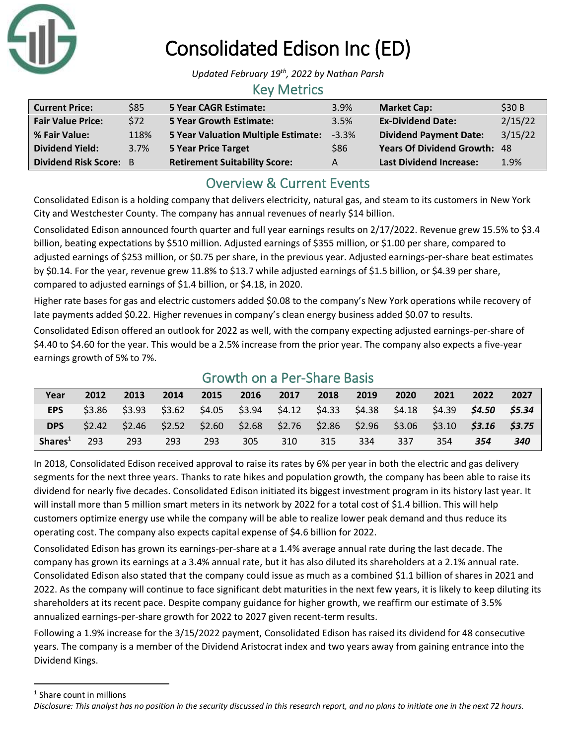# Consolidated Edison Inc (ED)

*Updated February 19th, 2022 by Nathan Parsh*

## Key Metrics

| | | | | | |
|---|---|---|---|---|---|
| **Current Price:** | $85 | **5 Year CAGR Estimate:** | 3.9% | **Market Cap:** | $30 B |
| **Fair Value Price:** | $72 | **5 Year Growth Estimate:** | 3.5% | **Ex-Dividend Date:** | 2/15/22 |
| **% Fair Value:** | 118% | **5 Year Valuation Multiple Estimate:** | -3.3% | **Dividend Payment Date:** | 3/15/22 |
| **Dividend Yield:** | 3.7% | **5 Year Price Target** | $86 | **Years Of Dividend Growth:** | 48 |
| **Dividend Risk Score:** | B | **Retirement Suitability Score:** | A | **Last Dividend Increase:** | 1.9% |

## Overview & Current Events

Consolidated Edison is a holding company that delivers electricity, natural gas, and steam to its customers in New York City and Westchester County. The company has annual revenues of nearly $14 billion.

Consolidated Edison announced fourth quarter and full year earnings results on 2/17/2022. Revenue grew 15.5% to $3.4 billion, beating expectations by $510 million. Adjusted earnings of $355 million, or $1.00 per share, compared to adjusted earnings of $253 million, or $0.75 per share, in the previous year. Adjusted earnings-per-share beat estimates by $0.14. For the year, revenue grew 11.8% to $13.7 while adjusted earnings of $1.5 billion, or $4.39 per share, compared to adjusted earnings of $1.4 billion, or $4.18, in 2020.

Higher rate bases for gas and electric customers added $0.08 to the company's New York operations while recovery of late payments added $0.22. Higher revenues in company's clean energy business added $0.07 to results.

Consolidated Edison offered an outlook for 2022 as well, with the company expecting adjusted earnings-per-share of $4.40 to $4.60 for the year. This would be a 2.5% increase from the prior year. The company also expects a five-year earnings growth of 5% to 7%.

## Growth on a Per-Share Basis

| Year | 2012 | 2013 | 2014 | 2015 | 2016 | 2017 | 2018 | 2019 | 2020 | 2021 | 2022 | 2027 |
|---|---|---|---|---|---|---|---|---|---|---|---|---|
| **EPS** | $3.86 | $3.93 | $3.62 | $4.05 | $3.94 | $4.12 | $4.33 | $4.38 | $4.18 | $4.39 | ***$4.50*** | ***$5.34*** |
| **DPS** | $2.42 | $2.46 | $2.52 | $2.60 | $2.68 | $2.76 | $2.86 | $2.96 | $3.06 | $3.10 | ***$3.16*** | ***$3.75*** |
| **Shares[1]** | 293 | 293 | 293 | 293 | 305 | 310 | 315 | 334 | 337 | 354 | ***354*** | ***340*** |

In 2018, Consolidated Edison received approval to raise its rates by 6% per year in both the electric and gas delivery segments for the next three years. Thanks to rate hikes and population growth, the company has been able to raise its dividend for nearly five decades. Consolidated Edison initiated its biggest investment program in its history last year. It will install more than 5 million smart meters in its network by 2022 for a total cost of $1.4 billion. This will help customers optimize energy use while the company will be able to realize lower peak demand and thus reduce its operating cost. The company also expects capital expense of $4.6 billion for 2022.

Consolidated Edison has grown its earnings-per-share at a 1.4% average annual rate during the last decade. The company has grown its earnings at a 3.4% annual rate, but it has also diluted its shareholders at a 2.1% annual rate. Consolidated Edison also stated that the company could issue as much as a combined $1.1 billion of shares in 2021 and 2022. As the company will continue to face significant debt maturities in the next few years, it is likely to keep diluting its shareholders at its recent pace. Despite company guidance for higher growth, we reaffirm our estimate of 3.5% annualized earnings-per-share growth for 2022 to 2027 given recent-term results.

Following a 1.9% increase for the 3/15/2022 payment, Consolidated Edison has raised its dividend for 48 consecutive years. The company is a member of the Dividend Aristocrat index and two years away from gaining entrance into the Dividend Kings.

[1] Share count in millions

*Disclosure: This analyst has no position in the security discussed in this research report, and no plans to initiate one in the next 72 hours.*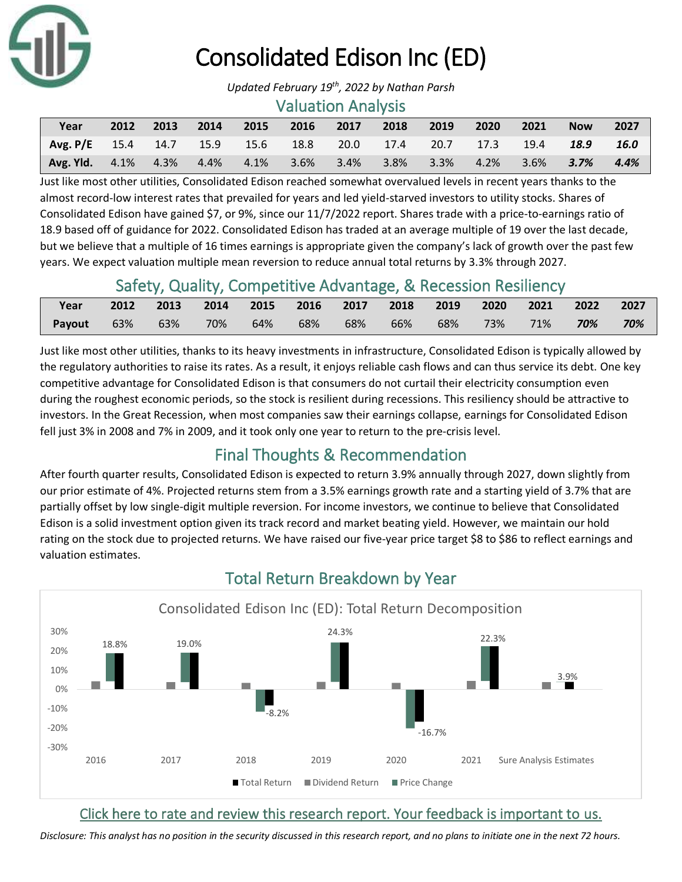# Consolidated Edison Inc (ED)

*Updated February 19th, 2022 by Nathan Parsh*

## Valuation Analysis

| Year | 2012 | 2013 | 2014 | 2015 | 2016 | 2017 | 2018 | 2019 | 2020 | 2021 | Now | 2027 |
|---|---|---|---|---|---|---|---|---|---|---|---|---|
| **Avg. P/E** | 15.4 | 14.7 | 15.9 | 15.6 | 18.8 | 20.0 | 17.4 | 20.7 | 17.3 | 19.4 | ***18.9*** | ***16.0*** |
| **Avg. Yld.** | 4.1% | 4.3% | 4.4% | 4.1% | 3.6% | 3.4% | 3.8% | 3.3% | 4.2% | 3.6% | ***3.7%*** | ***4.4%*** |

Just like most other utilities, Consolidated Edison reached somewhat overvalued levels in recent years thanks to the almost record-low interest rates that prevailed for years and led yield-starved investors to utility stocks. Shares of Consolidated Edison have gained $7, or 9%, since our 11/7/2022 report. Shares trade with a price-to-earnings ratio of 18.9 based off of guidance for 2022. Consolidated Edison has traded at an average multiple of 19 over the last decade, but we believe that a multiple of 16 times earnings is appropriate given the company's lack of growth over the past few years. We expect valuation multiple mean reversion to reduce annual total returns by 3.3% through 2027.

## Safety, Quality, Competitive Advantage, & Recession Resiliency

| Year | 2012 | 2013 | 2014 | 2015 | 2016 | 2017 | 2018 | 2019 | 2020 | 2021 | 2022 | 2027 |
|---|---|---|---|---|---|---|---|---|---|---|---|---|
| **Payout** | 63% | 63% | 70% | 64% | 68% | 68% | 66% | 68% | 73% | 71% | ***70%*** | ***70%*** |

Just like most other utilities, thanks to its heavy investments in infrastructure, Consolidated Edison is typically allowed by the regulatory authorities to raise its rates. As a result, it enjoys reliable cash flows and can thus service its debt. One key competitive advantage for Consolidated Edison is that consumers do not curtail their electricity consumption even during the roughest economic periods, so the stock is resilient during recessions. This resiliency should be attractive to investors. In the Great Recession, when most companies saw their earnings collapse, earnings for Consolidated Edison fell just 3% in 2008 and 7% in 2009, and it took only one year to return to the pre-crisis level.

## Final Thoughts & Recommendation

After fourth quarter results, Consolidated Edison is expected to return 3.9% annually through 2027, down slightly from our prior estimate of 4%. Projected returns stem from a 3.5% earnings growth rate and a starting yield of 3.7% that are partially offset by low single-digit multiple reversion. For income investors, we continue to believe that Consolidated Edison is a solid investment option given its track record and market beating yield. However, we maintain our hold rating on the stock due to projected returns. We have raised our five-year price target $8 to $86 to reflect earnings and valuation estimates.

## Total Return Breakdown by Year

Consolidated Edison Inc (ED): Total Return Decomposition

| | 2016 | 2017 | 2018 | 2019 | 2020 | 2021 | Sure Analysis Estimates |
|---|---|---|---|---|---|---|---|
| Total Return | 18.8% | 19.0% | -8.2% | 24.3% | -16.7% | 22.3% | 3.9% |

Legend: Total Return, Dividend Return, Price Change

Click here to rate and review this research report. Your feedback is important to us.

*Disclosure: This analyst has no position in the security discussed in this research report, and no plans to initiate one in the next 72 hours.*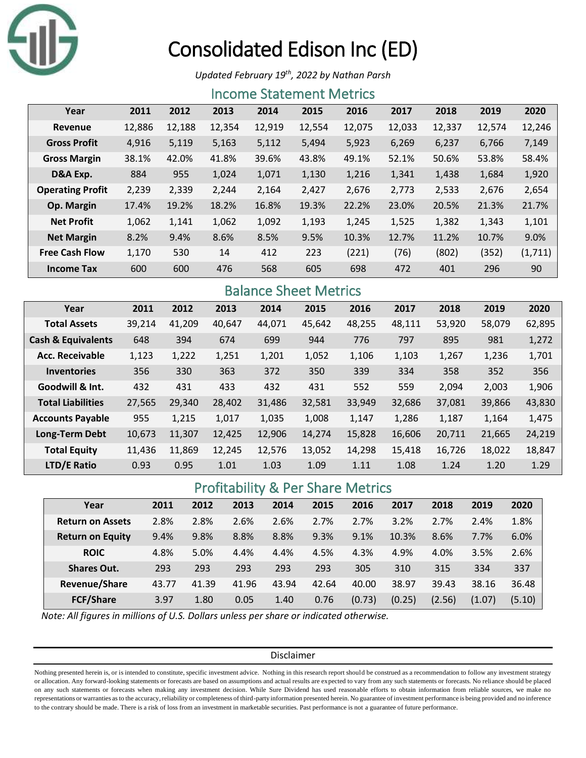# Consolidated Edison Inc (ED)

*Updated February 19th, 2022 by Nathan Parsh*

## Income Statement Metrics

| Year | 2011 | 2012 | 2013 | 2014 | 2015 | 2016 | 2017 | 2018 | 2019 | 2020 |
|---|---|---|---|---|---|---|---|---|---|---|
| **Revenue** | 12,886 | 12,188 | 12,354 | 12,919 | 12,554 | 12,075 | 12,033 | 12,337 | 12,574 | 12,246 |
| **Gross Profit** | 4,916 | 5,119 | 5,163 | 5,112 | 5,494 | 5,923 | 6,269 | 6,237 | 6,766 | 7,149 |
| **Gross Margin** | 38.1% | 42.0% | 41.8% | 39.6% | 43.8% | 49.1% | 52.1% | 50.6% | 53.8% | 58.4% |
| **D&A Exp.** | 884 | 955 | 1,024 | 1,071 | 1,130 | 1,216 | 1,341 | 1,438 | 1,684 | 1,920 |
| **Operating Profit** | 2,239 | 2,339 | 2,244 | 2,164 | 2,427 | 2,676 | 2,773 | 2,533 | 2,676 | 2,654 |
| **Op. Margin** | 17.4% | 19.2% | 18.2% | 16.8% | 19.3% | 22.2% | 23.0% | 20.5% | 21.3% | 21.7% |
| **Net Profit** | 1,062 | 1,141 | 1,062 | 1,092 | 1,193 | 1,245 | 1,525 | 1,382 | 1,343 | 1,101 |
| **Net Margin** | 8.2% | 9.4% | 8.6% | 8.5% | 9.5% | 10.3% | 12.7% | 11.2% | 10.7% | 9.0% |
| **Free Cash Flow** | 1,170 | 530 | 14 | 412 | 223 | (221) | (76) | (802) | (352) | (1,711) |
| **Income Tax** | 600 | 600 | 476 | 568 | 605 | 698 | 472 | 401 | 296 | 90 |

## Balance Sheet Metrics

| Year | 2011 | 2012 | 2013 | 2014 | 2015 | 2016 | 2017 | 2018 | 2019 | 2020 |
|---|---|---|---|---|---|---|---|---|---|---|
| **Total Assets** | 39,214 | 41,209 | 40,647 | 44,071 | 45,642 | 48,255 | 48,111 | 53,920 | 58,079 | 62,895 |
| **Cash & Equivalents** | 648 | 394 | 674 | 699 | 944 | 776 | 797 | 895 | 981 | 1,272 |
| **Acc. Receivable** | 1,123 | 1,222 | 1,251 | 1,201 | 1,052 | 1,106 | 1,103 | 1,267 | 1,236 | 1,701 |
| **Inventories** | 356 | 330 | 363 | 372 | 350 | 339 | 334 | 358 | 352 | 356 |
| **Goodwill & Int.** | 432 | 431 | 433 | 432 | 431 | 552 | 559 | 2,094 | 2,003 | 1,906 |
| **Total Liabilities** | 27,565 | 29,340 | 28,402 | 31,486 | 32,581 | 33,949 | 32,686 | 37,081 | 39,866 | 43,830 |
| **Accounts Payable** | 955 | 1,215 | 1,017 | 1,035 | 1,008 | 1,147 | 1,286 | 1,187 | 1,164 | 1,475 |
| **Long-Term Debt** | 10,673 | 11,307 | 12,425 | 12,906 | 14,274 | 15,828 | 16,606 | 20,711 | 21,665 | 24,219 |
| **Total Equity** | 11,436 | 11,869 | 12,245 | 12,576 | 13,052 | 14,298 | 15,418 | 16,726 | 18,022 | 18,847 |
| **LTD/E Ratio** | 0.93 | 0.95 | 1.01 | 1.03 | 1.09 | 1.11 | 1.08 | 1.24 | 1.20 | 1.29 |

## Profitability & Per Share Metrics

| Year | 2011 | 2012 | 2013 | 2014 | 2015 | 2016 | 2017 | 2018 | 2019 | 2020 |
|---|---|---|---|---|---|---|---|---|---|---|
| **Return on Assets** | 2.8% | 2.8% | 2.6% | 2.6% | 2.7% | 2.7% | 3.2% | 2.7% | 2.4% | 1.8% |
| **Return on Equity** | 9.4% | 9.8% | 8.8% | 8.8% | 9.3% | 9.1% | 10.3% | 8.6% | 7.7% | 6.0% |
| **ROIC** | 4.8% | 5.0% | 4.4% | 4.4% | 4.5% | 4.3% | 4.9% | 4.0% | 3.5% | 2.6% |
| **Shares Out.** | 293 | 293 | 293 | 293 | 293 | 305 | 310 | 315 | 334 | 337 |
| **Revenue/Share** | 43.77 | 41.39 | 41.96 | 43.94 | 42.64 | 40.00 | 38.97 | 39.43 | 38.16 | 36.48 |
| **FCF/Share** | 3.97 | 1.80 | 0.05 | 1.40 | 0.76 | (0.73) | (0.25) | (2.56) | (1.07) | (5.10) |

*Note: All figures in millions of U.S. Dollars unless per share or indicated otherwise.*

---

Disclaimer

Nothing presented herein is, or is intended to constitute, specific investment advice. Nothing in this research report should be construed as a recommendation to follow any investment strategy or allocation. Any forward-looking statements or forecasts are based on assumptions and actual results are expected to vary from any such statements or forecasts. No reliance should be placed on any such statements or forecasts when making any investment decision. While Sure Dividend has used reasonable efforts to obtain information from reliable sources, we make no representations or warranties as to the accuracy, reliability or completeness of third-party information presented herein. No guarantee of investment performance is being provided and no inference to the contrary should be made. There is a risk of loss from an investment in marketable securities. Past performance is not a guarantee of future performance.